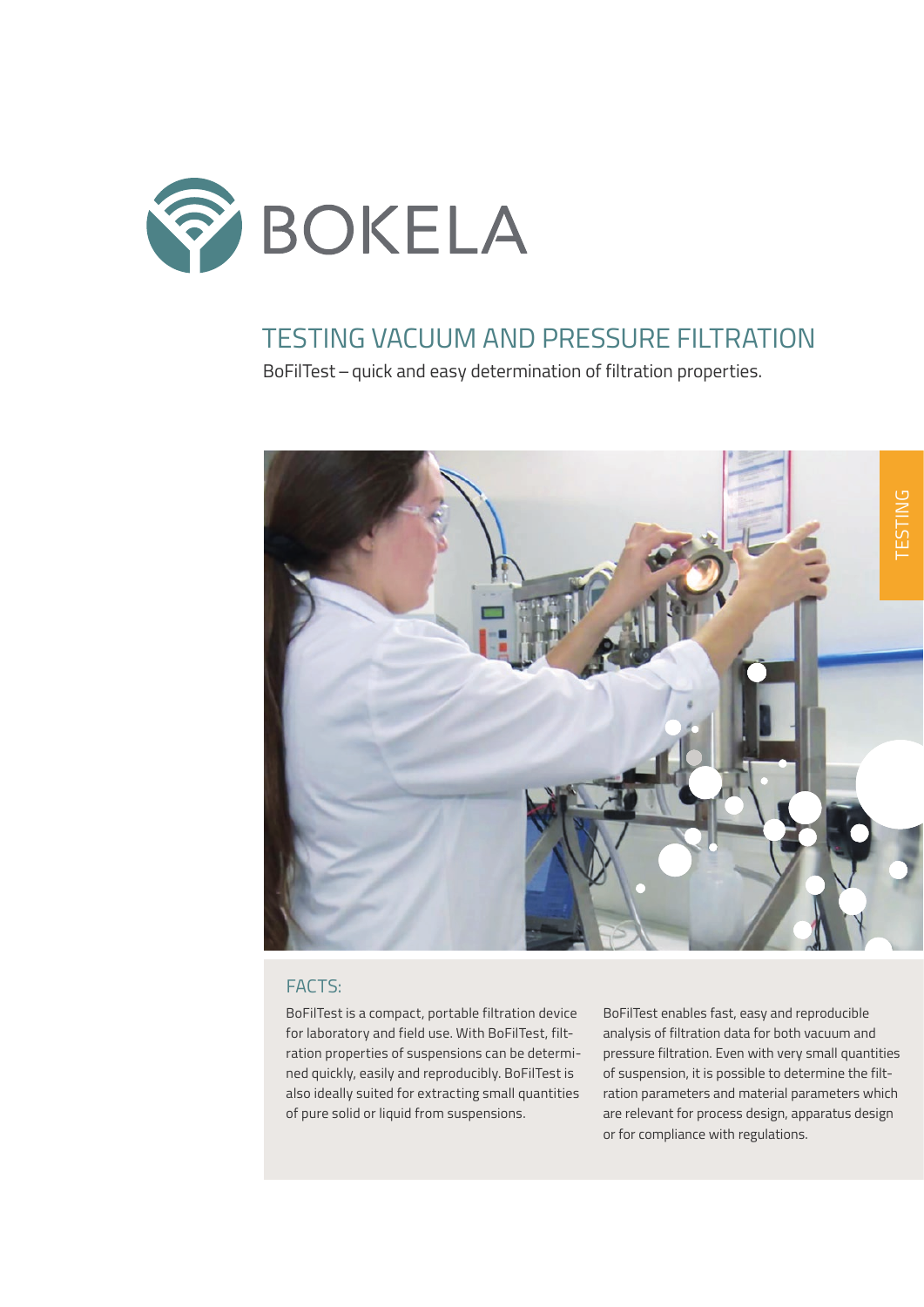BOKELA

# TESTING VACUUM AND PRESSURE FILTRATION

BoFilTest – quick and easy determination of filtration properties.

TESTING

## FACTS:

BoFilTest is a compact, portable filtration device for laboratory and field use. With BoFilTest, filtration properties of suspensions can be determined quickly, easily and reproducibly. BoFilTest is also ideally suited for extracting small quantities of pure solid or liquid from suspensions.

BoFilTest enables fast, easy and reproducible analysis of filtration data for both vacuum and pressure filtration. Even with very small quantities of suspension, it is possible to determine the filtration parameters and material parameters which are relevant for process design, apparatus design or for compliance with regulations.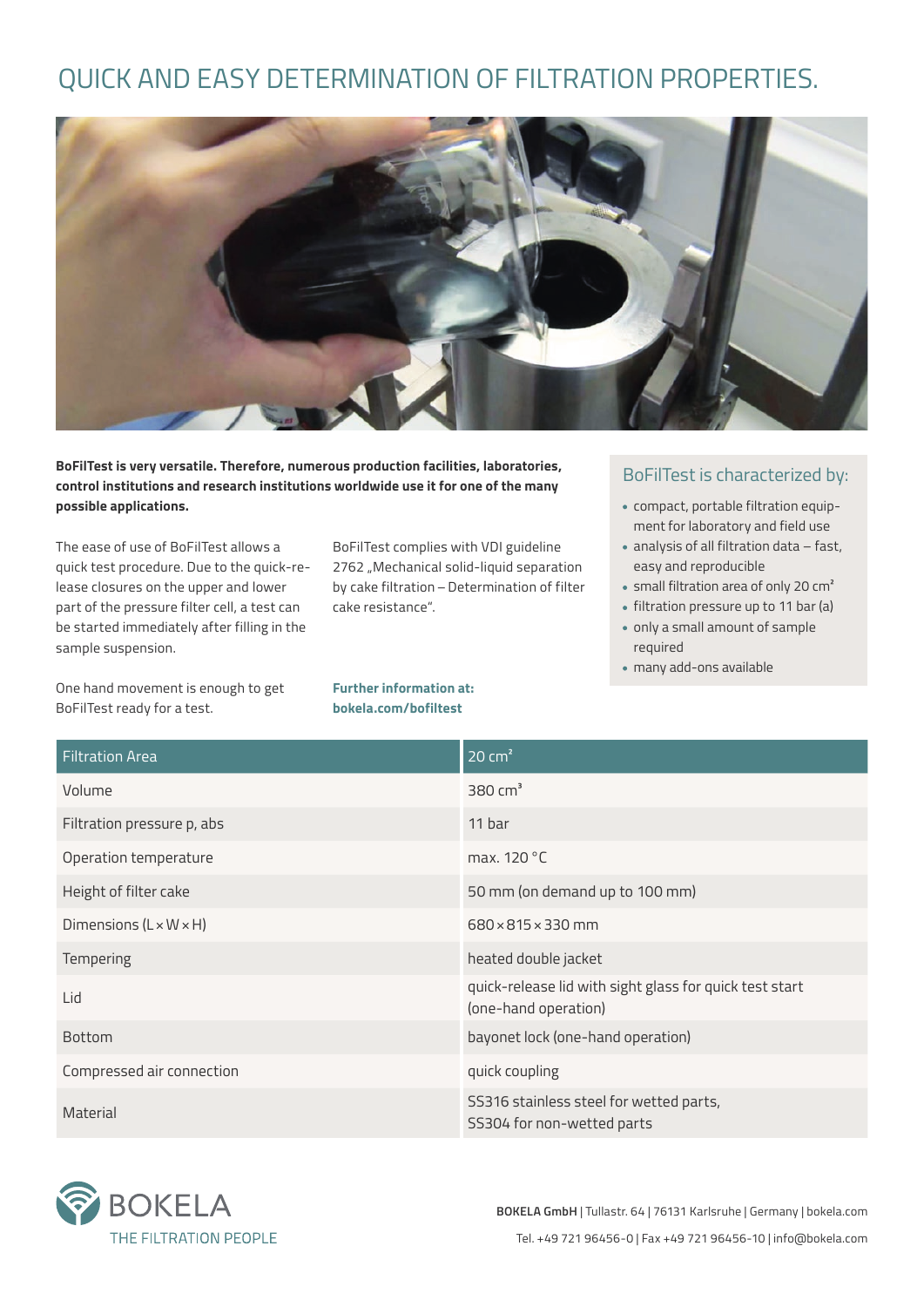# QUICK AND EASY DETERMINATION OF FILTRATION PROPERTIES.

**BoFilTest is very versatile. Therefore, numerous production facilities, laboratories, control institutions and research institutions worldwide use it for one of the many possible applications.**

The ease of use of BoFilTest allows a quick test procedure. Due to the quick-release closures on the upper and lower part of the pressure filter cell, a test can be started immediately after filling in the sample suspension.

One hand movement is enough to get BoFilTest ready for a test.

BoFilTest complies with VDI guideline 2762 „Mechanical solid-liquid separation by cake filtration – Determination of filter cake resistance".

**Further information at: bokela.com/bofiltest**

## BoFilTest is characterized by:

- compact, portable filtration equipment for laboratory and field use
- analysis of all filtration data – fast, easy and reproducible
- small filtration area of only 20 cm²
- filtration pressure up to 11 bar (a)
- only a small amount of sample required
- many add-ons available

| Filtration Area | 20 cm² |
|---|---|
| Volume | 380 cm³ |
| Filtration pressure p, abs | 11 bar |
| Operation temperature | max. 120 °C |
| Height of filter cake | 50 mm (on demand up to 100 mm) |
| Dimensions (L × W × H) | 680 × 815 × 330 mm |
| Tempering | heated double jacket |
| Lid | quick-release lid with sight glass for quick test start (one-hand operation) |
| Bottom | bayonet lock (one-hand operation) |
| Compressed air connection | quick coupling |
| Material | SS316 stainless steel for wetted parts, SS304 for non-wetted parts |

BOKELA
THE FILTRATION PEOPLE

**BOKELA GmbH** | Tullastr. 64 | 76131 Karlsruhe | Germany | bokela.com
Tel. +49 721 96456-0 | Fax +49 721 96456-10 | info@bokela.com